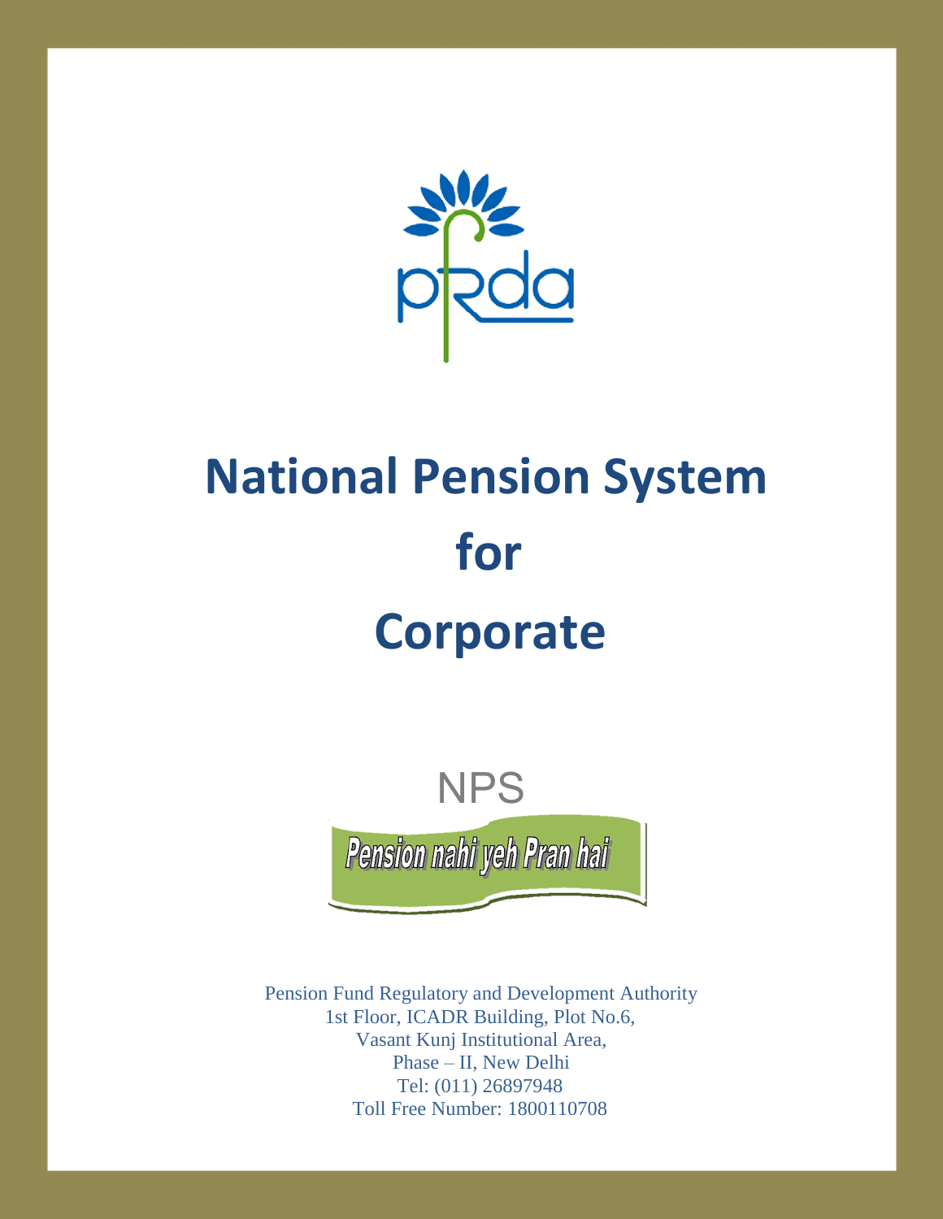pfrda

# National Pension System for Corporate

NPS

*Pension nahi yeh Pran hai*

Pension Fund Regulatory and Development Authority
1st Floor, ICADR Building, Plot No.6,
Vasant Kunj Institutional Area,
Phase – II, New Delhi
Tel: (011) 26897948
Toll Free Number: 1800110708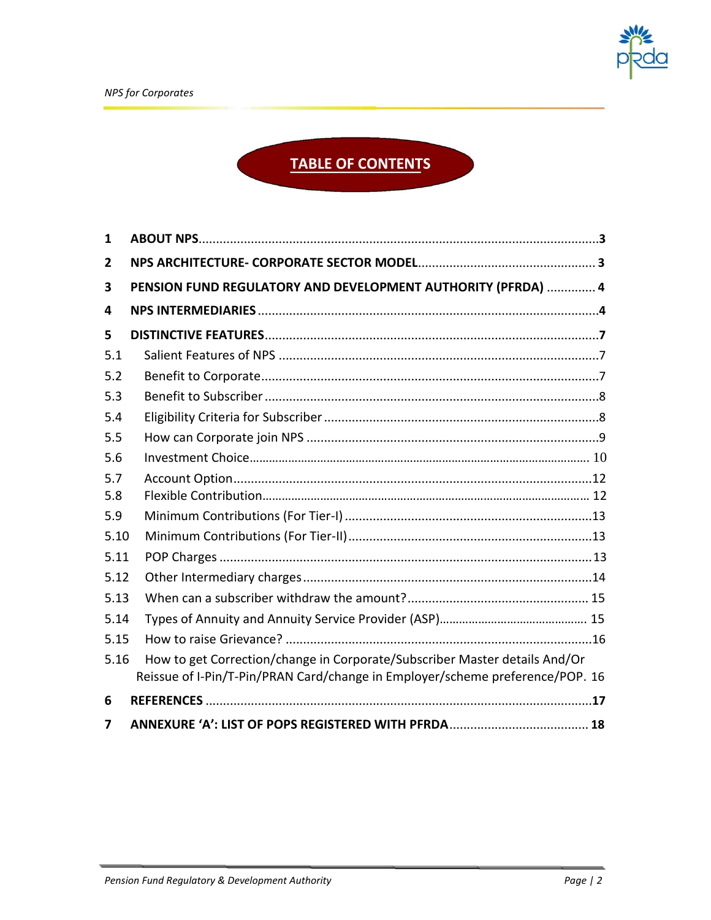# TABLE OF CONTENTS

**1 ABOUT NPS** .......... **3**

**2 NPS ARCHITECTURE- CORPORATE SECTOR MODEL** .......... **3**

**3 PENSION FUND REGULATORY AND DEVELOPMENT AUTHORITY (PFRDA)** .......... **4**

**4 NPS INTERMEDIARIES** .......... **4**

**5 DISTINCTIVE FEATURES** .......... **7**

5.1 Salient Features of NPS .......... 7

5.2 Benefit to Corporate .......... 7

5.3 Benefit to Subscriber .......... 8

5.4 Eligibility Criteria for Subscriber .......... 8

5.5 How can Corporate join NPS .......... 9

5.6 Investment Choice .......... 10

5.7 Account Option .......... 12

5.8 Flexible Contribution .......... 12

5.9 Minimum Contributions (For Tier-I) .......... 13

5.10 Minimum Contributions (For Tier-II) .......... 13

5.11 POP Charges .......... 13

5.12 Other Intermediary charges .......... 14

5.13 When can a subscriber withdraw the amount? .......... 15

5.14 Types of Annuity and Annuity Service Provider (ASP) .......... 15

5.15 How to raise Grievance? .......... 16

5.16 How to get Correction/change in Corporate/Subscriber Master details And/Or Reissue of I-Pin/T-Pin/PRAN Card/change in Employer/scheme preference/POP. 16

**6 REFERENCES** .......... **17**

**7 ANNEXURE 'A': LIST OF POPS REGISTERED WITH PFRDA** .......... **18**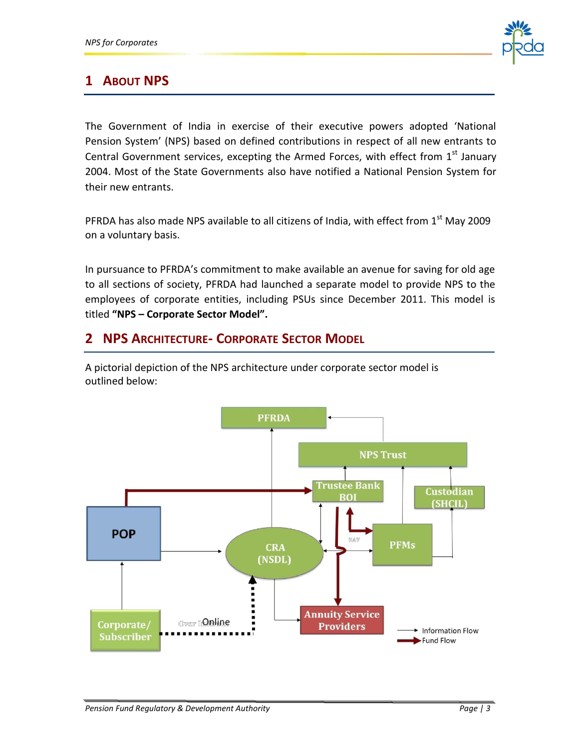# 1 About NPS

The Government of India in exercise of their executive powers adopted 'National Pension System' (NPS) based on defined contributions in respect of all new entrants to Central Government services, excepting the Armed Forces, with effect from 1st January 2004. Most of the State Governments also have notified a National Pension System for their new entrants.

PFRDA has also made NPS available to all citizens of India, with effect from 1st May 2009 on a voluntary basis.

In pursuance to PFRDA's commitment to make available an avenue for saving for old age to all sections of society, PFRDA had launched a separate model to provide NPS to the employees of corporate entities, including PSUs since December 2011. This model is titled **"NPS – Corporate Sector Model".**

# 2 NPS Architecture- Corporate Sector Model

A pictorial depiction of the NPS architecture under corporate sector model is outlined below: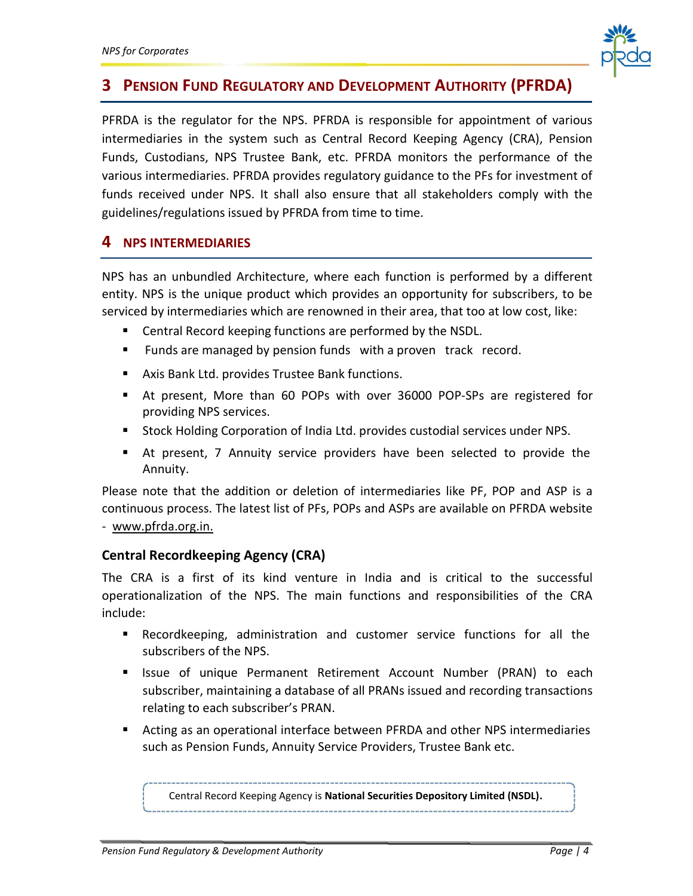## 3 Pension Fund Regulatory and Development Authority (PFRDA)

PFRDA is the regulator for the NPS. PFRDA is responsible for appointment of various intermediaries in the system such as Central Record Keeping Agency (CRA), Pension Funds, Custodians, NPS Trustee Bank, etc. PFRDA monitors the performance of the various intermediaries. PFRDA provides regulatory guidance to the PFs for investment of funds received under NPS. It shall also ensure that all stakeholders comply with the guidelines/regulations issued by PFRDA from time to time.

## 4 NPS INTERMEDIARIES

NPS has an unbundled Architecture, where each function is performed by a different entity. NPS is the unique product which provides an opportunity for subscribers, to be serviced by intermediaries which are renowned in their area, that too at low cost, like:

- Central Record keeping functions are performed by the NSDL.
- Funds are managed by pension funds with a proven track record.
- Axis Bank Ltd. provides Trustee Bank functions.
- At present, More than 60 POPs with over 36000 POP-SPs are registered for providing NPS services.
- Stock Holding Corporation of India Ltd. provides custodial services under NPS.
- At present, 7 Annuity service providers have been selected to provide the Annuity.

Please note that the addition or deletion of intermediaries like PF, POP and ASP is a continuous process. The latest list of PFs, POPs and ASPs are available on PFRDA website - www.pfrda.org.in.

### Central Recordkeeping Agency (CRA)

The CRA is a first of its kind venture in India and is critical to the successful operationalization of the NPS. The main functions and responsibilities of the CRA include:

- Recordkeeping, administration and customer service functions for all the subscribers of the NPS.
- Issue of unique Permanent Retirement Account Number (PRAN) to each subscriber, maintaining a database of all PRANs issued and recording transactions relating to each subscriber's PRAN.
- Acting as an operational interface between PFRDA and other NPS intermediaries such as Pension Funds, Annuity Service Providers, Trustee Bank etc.

Central Record Keeping Agency is **National Securities Depository Limited (NSDL).**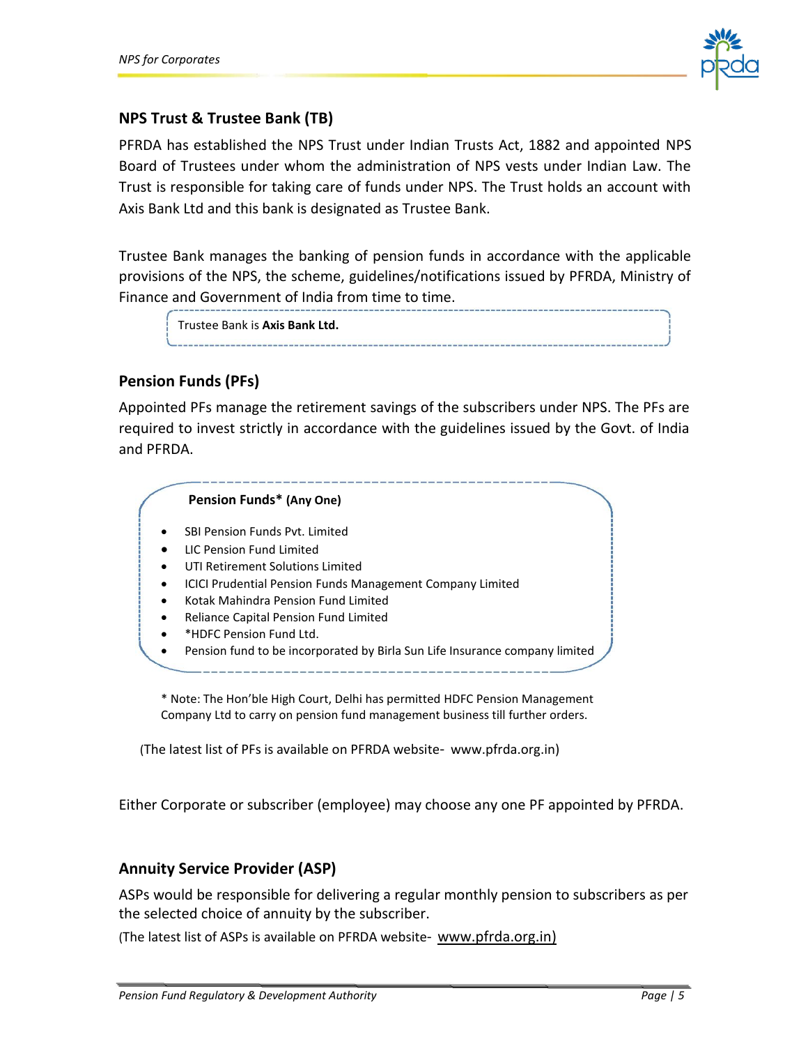## NPS Trust & Trustee Bank (TB)

PFRDA has established the NPS Trust under Indian Trusts Act, 1882 and appointed NPS Board of Trustees under whom the administration of NPS vests under Indian Law. The Trust is responsible for taking care of funds under NPS. The Trust holds an account with Axis Bank Ltd and this bank is designated as Trustee Bank.

Trustee Bank manages the banking of pension funds in accordance with the applicable provisions of the NPS, the scheme, guidelines/notifications issued by PFRDA, Ministry of Finance and Government of India from time to time.

> Trustee Bank is **Axis Bank Ltd.**

## Pension Funds (PFs)

Appointed PFs manage the retirement savings of the subscribers under NPS. The PFs are required to invest strictly in accordance with the guidelines issued by the Govt. of India and PFRDA.

**Pension Funds* (Any One)**

- SBI Pension Funds Pvt. Limited
- LIC Pension Fund Limited
- UTI Retirement Solutions Limited
- ICICI Prudential Pension Funds Management Company Limited
- Kotak Mahindra Pension Fund Limited
- Reliance Capital Pension Fund Limited
- *HDFC Pension Fund Ltd.
- Pension fund to be incorporated by Birla Sun Life Insurance company limited

\* Note: The Hon'ble High Court, Delhi has permitted HDFC Pension Management Company Ltd to carry on pension fund management business till further orders.

(The latest list of PFs is available on PFRDA website- www.pfrda.org.in)

Either Corporate or subscriber (employee) may choose any one PF appointed by PFRDA.

## Annuity Service Provider (ASP)

ASPs would be responsible for delivering a regular monthly pension to subscribers as per the selected choice of annuity by the subscriber.

(The latest list of ASPs is available on PFRDA website- www.pfrda.org.in)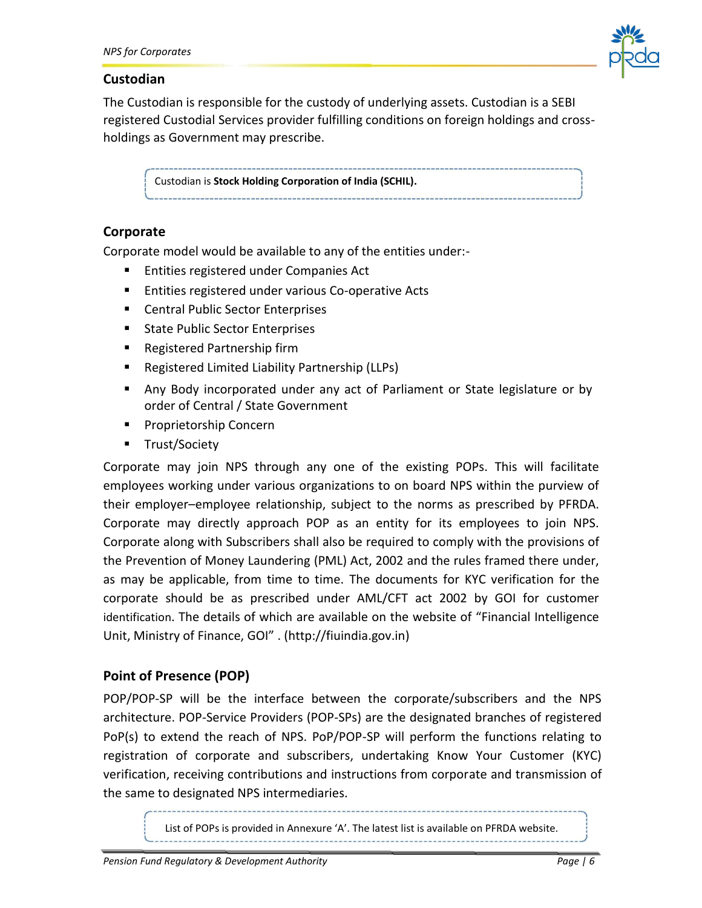## Custodian

The Custodian is responsible for the custody of underlying assets. Custodian is a SEBI registered Custodial Services provider fulfilling conditions on foreign holdings and cross-holdings as Government may prescribe.

> Custodian is **Stock Holding Corporation of India (SCHIL).**

## Corporate

Corporate model would be available to any of the entities under:-

- Entities registered under Companies Act
- Entities registered under various Co-operative Acts
- Central Public Sector Enterprises
- State Public Sector Enterprises
- Registered Partnership firm
- Registered Limited Liability Partnership (LLPs)
- Any Body incorporated under any act of Parliament or State legislature or by order of Central / State Government
- Proprietorship Concern
- Trust/Society

Corporate may join NPS through any one of the existing POPs. This will facilitate employees working under various organizations to on board NPS within the purview of their employer–employee relationship, subject to the norms as prescribed by PFRDA. Corporate may directly approach POP as an entity for its employees to join NPS. Corporate along with Subscribers shall also be required to comply with the provisions of the Prevention of Money Laundering (PML) Act, 2002 and the rules framed there under, as may be applicable, from time to time. The documents for KYC verification for the corporate should be as prescribed under AML/CFT act 2002 by GOI for customer identification. The details of which are available on the website of "Financial Intelligence Unit, Ministry of Finance, GOI" . (http://fiuindia.gov.in)

## Point of Presence (POP)

POP/POP-SP will be the interface between the corporate/subscribers and the NPS architecture. POP-Service Providers (POP-SPs) are the designated branches of registered PoP(s) to extend the reach of NPS. PoP/POP-SP will perform the functions relating to registration of corporate and subscribers, undertaking Know Your Customer (KYC) verification, receiving contributions and instructions from corporate and transmission of the same to designated NPS intermediaries.

> List of POPs is provided in Annexure 'A'. The latest list is available on PFRDA website.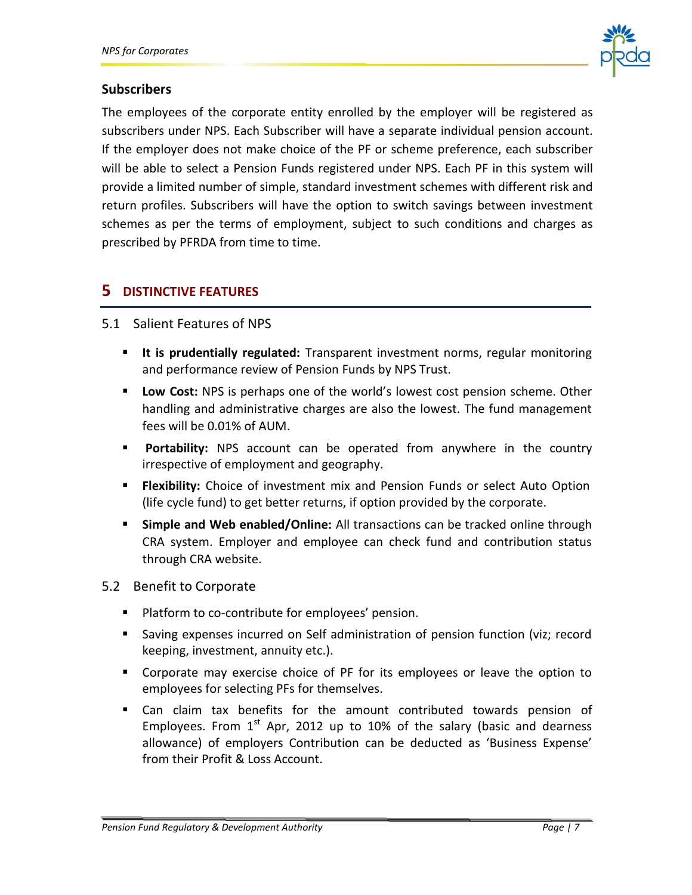### Subscribers

The employees of the corporate entity enrolled by the employer will be registered as subscribers under NPS. Each Subscriber will have a separate individual pension account. If the employer does not make choice of the PF or scheme preference, each subscriber will be able to select a Pension Funds registered under NPS. Each PF in this system will provide a limited number of simple, standard investment schemes with different risk and return profiles. Subscribers will have the option to switch savings between investment schemes as per the terms of employment, subject to such conditions and charges as prescribed by PFRDA from time to time.

## 5 DISTINCTIVE FEATURES

### 5.1 Salient Features of NPS

- **It is prudentially regulated:** Transparent investment norms, regular monitoring and performance review of Pension Funds by NPS Trust.
- **Low Cost:** NPS is perhaps one of the world's lowest cost pension scheme. Other handling and administrative charges are also the lowest. The fund management fees will be 0.01% of AUM.
- **Portability:** NPS account can be operated from anywhere in the country irrespective of employment and geography.
- **Flexibility:** Choice of investment mix and Pension Funds or select Auto Option (life cycle fund) to get better returns, if option provided by the corporate.
- **Simple and Web enabled/Online:** All transactions can be tracked online through CRA system. Employer and employee can check fund and contribution status through CRA website.

### 5.2 Benefit to Corporate

- Platform to co-contribute for employees' pension.
- Saving expenses incurred on Self administration of pension function (viz; record keeping, investment, annuity etc.).
- Corporate may exercise choice of PF for its employees or leave the option to employees for selecting PFs for themselves.
- Can claim tax benefits for the amount contributed towards pension of Employees. From 1st Apr, 2012 up to 10% of the salary (basic and dearness allowance) of employers Contribution can be deducted as 'Business Expense' from their Profit & Loss Account.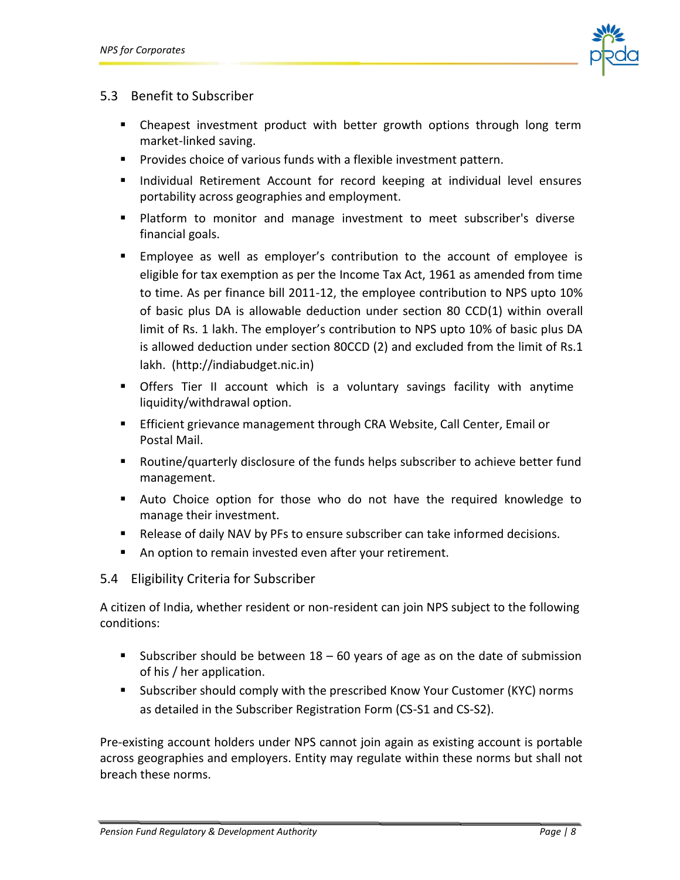## 5.3 Benefit to Subscriber

- Cheapest investment product with better growth options through long term market-linked saving.
- Provides choice of various funds with a flexible investment pattern.
- Individual Retirement Account for record keeping at individual level ensures portability across geographies and employment.
- Platform to monitor and manage investment to meet subscriber's diverse financial goals.
- Employee as well as employer's contribution to the account of employee is eligible for tax exemption as per the Income Tax Act, 1961 as amended from time to time. As per finance bill 2011-12, the employee contribution to NPS upto 10% of basic plus DA is allowable deduction under section 80 CCD(1) within overall limit of Rs. 1 lakh. The employer's contribution to NPS upto 10% of basic plus DA is allowed deduction under section 80CCD (2) and excluded from the limit of Rs.1 lakh. (http://indiabudget.nic.in)
- Offers Tier II account which is a voluntary savings facility with anytime liquidity/withdrawal option.
- Efficient grievance management through CRA Website, Call Center, Email or Postal Mail.
- Routine/quarterly disclosure of the funds helps subscriber to achieve better fund management.
- Auto Choice option for those who do not have the required knowledge to manage their investment.
- Release of daily NAV by PFs to ensure subscriber can take informed decisions.
- An option to remain invested even after your retirement.

## 5.4 Eligibility Criteria for Subscriber

A citizen of India, whether resident or non-resident can join NPS subject to the following conditions:

- Subscriber should be between 18 – 60 years of age as on the date of submission of his / her application.
- Subscriber should comply with the prescribed Know Your Customer (KYC) norms as detailed in the Subscriber Registration Form (CS-S1 and CS-S2).

Pre-existing account holders under NPS cannot join again as existing account is portable across geographies and employers. Entity may regulate within these norms but shall not breach these norms.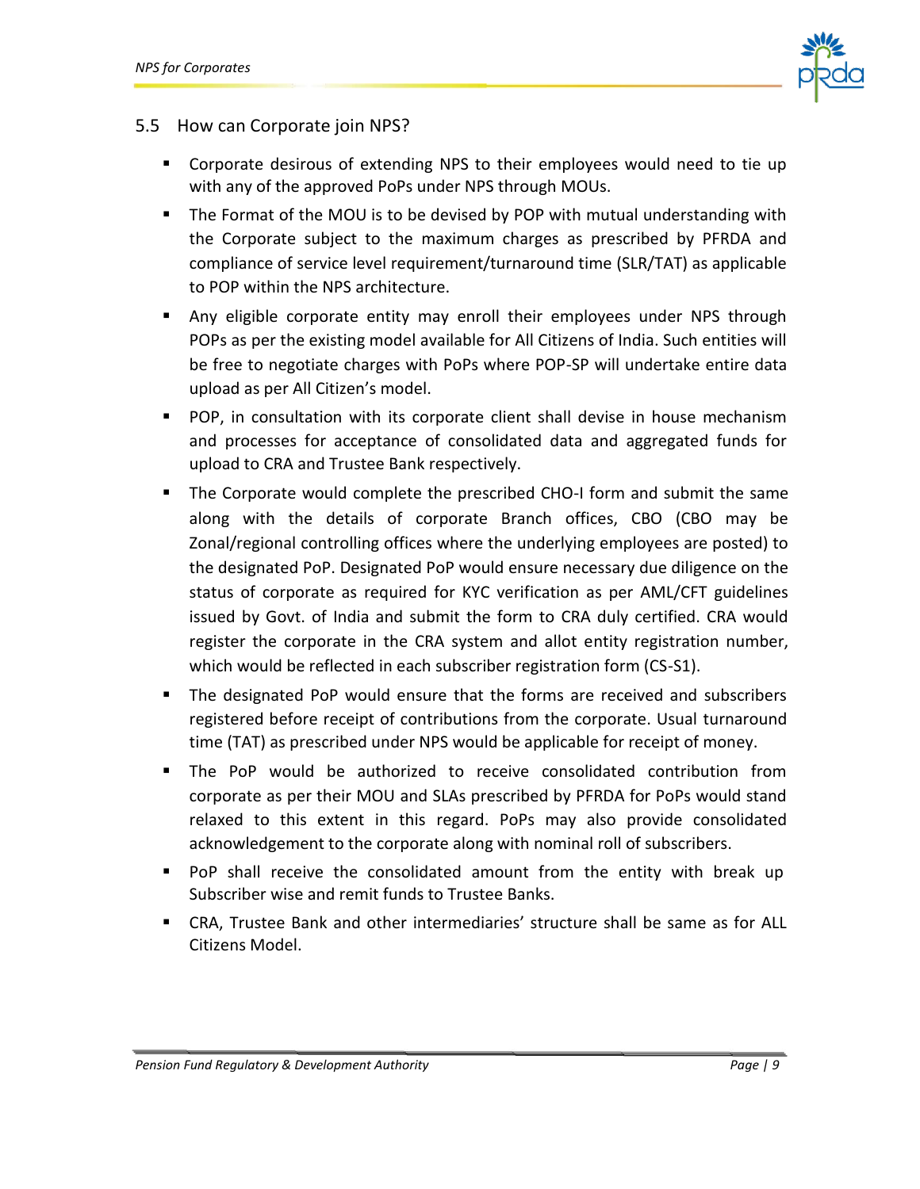## 5.5 How can Corporate join NPS?

- Corporate desirous of extending NPS to their employees would need to tie up with any of the approved PoPs under NPS through MOUs.
- The Format of the MOU is to be devised by POP with mutual understanding with the Corporate subject to the maximum charges as prescribed by PFRDA and compliance of service level requirement/turnaround time (SLR/TAT) as applicable to POP within the NPS architecture.
- Any eligible corporate entity may enroll their employees under NPS through POPs as per the existing model available for All Citizens of India. Such entities will be free to negotiate charges with PoPs where POP-SP will undertake entire data upload as per All Citizen's model.
- POP, in consultation with its corporate client shall devise in house mechanism and processes for acceptance of consolidated data and aggregated funds for upload to CRA and Trustee Bank respectively.
- The Corporate would complete the prescribed CHO-I form and submit the same along with the details of corporate Branch offices, CBO (CBO may be Zonal/regional controlling offices where the underlying employees are posted) to the designated PoP. Designated PoP would ensure necessary due diligence on the status of corporate as required for KYC verification as per AML/CFT guidelines issued by Govt. of India and submit the form to CRA duly certified. CRA would register the corporate in the CRA system and allot entity registration number, which would be reflected in each subscriber registration form (CS-S1).
- The designated PoP would ensure that the forms are received and subscribers registered before receipt of contributions from the corporate. Usual turnaround time (TAT) as prescribed under NPS would be applicable for receipt of money.
- The PoP would be authorized to receive consolidated contribution from corporate as per their MOU and SLAs prescribed by PFRDA for PoPs would stand relaxed to this extent in this regard. PoPs may also provide consolidated acknowledgement to the corporate along with nominal roll of subscribers.
- PoP shall receive the consolidated amount from the entity with break up Subscriber wise and remit funds to Trustee Banks.
- CRA, Trustee Bank and other intermediaries' structure shall be same as for ALL Citizens Model.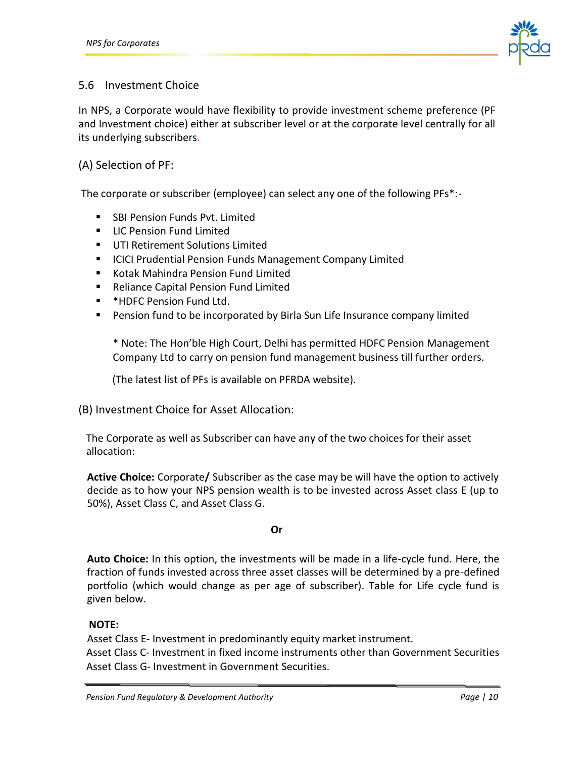## 5.6 Investment Choice

In NPS, a Corporate would have flexibility to provide investment scheme preference (PF and Investment choice) either at subscriber level or at the corporate level centrally for all its underlying subscribers.

### (A) Selection of PF:

The corporate or subscriber (employee) can select any one of the following PFs*:-

- SBI Pension Funds Pvt. Limited
- LIC Pension Fund Limited
- UTI Retirement Solutions Limited
- ICICI Prudential Pension Funds Management Company Limited
- Kotak Mahindra Pension Fund Limited
- Reliance Capital Pension Fund Limited
- *HDFC Pension Fund Ltd.
- Pension fund to be incorporated by Birla Sun Life Insurance company limited

  * Note: The Hon'ble High Court, Delhi has permitted HDFC Pension Management Company Ltd to carry on pension fund management business till further orders.

  (The latest list of PFs is available on PFRDA website).

### (B) Investment Choice for Asset Allocation:

The Corporate as well as Subscriber can have any of the two choices for their asset allocation:

**Active Choice:** Corporate**/** Subscriber as the case may be will have the option to actively decide as to how your NPS pension wealth is to be invested across Asset class E (up to 50%), Asset Class C, and Asset Class G.

**Or**

**Auto Choice:** In this option, the investments will be made in a life-cycle fund. Here, the fraction of funds invested across three asset classes will be determined by a pre-defined portfolio (which would change as per age of subscriber). Table for Life cycle fund is given below.

**NOTE:**

Asset Class E- Investment in predominantly equity market instrument.
Asset Class C- Investment in fixed income instruments other than Government Securities
Asset Class G- Investment in Government Securities.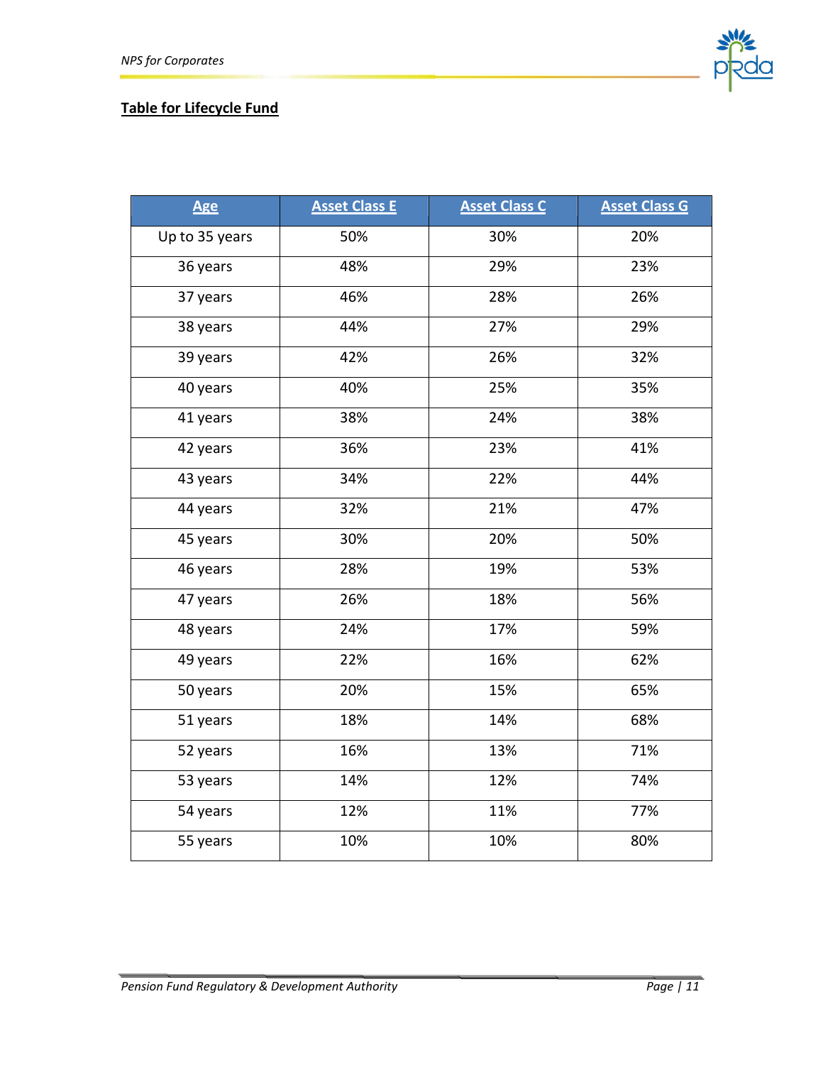## Table for Lifecycle Fund

| Age | Asset Class E | Asset Class C | Asset Class G |
|---|---|---|---|
| Up to 35 years | 50% | 30% | 20% |
| 36 years | 48% | 29% | 23% |
| 37 years | 46% | 28% | 26% |
| 38 years | 44% | 27% | 29% |
| 39 years | 42% | 26% | 32% |
| 40 years | 40% | 25% | 35% |
| 41 years | 38% | 24% | 38% |
| 42 years | 36% | 23% | 41% |
| 43 years | 34% | 22% | 44% |
| 44 years | 32% | 21% | 47% |
| 45 years | 30% | 20% | 50% |
| 46 years | 28% | 19% | 53% |
| 47 years | 26% | 18% | 56% |
| 48 years | 24% | 17% | 59% |
| 49 years | 22% | 16% | 62% |
| 50 years | 20% | 15% | 65% |
| 51 years | 18% | 14% | 68% |
| 52 years | 16% | 13% | 71% |
| 53 years | 14% | 12% | 74% |
| 54 years | 12% | 11% | 77% |
| 55 years | 10% | 10% | 80% |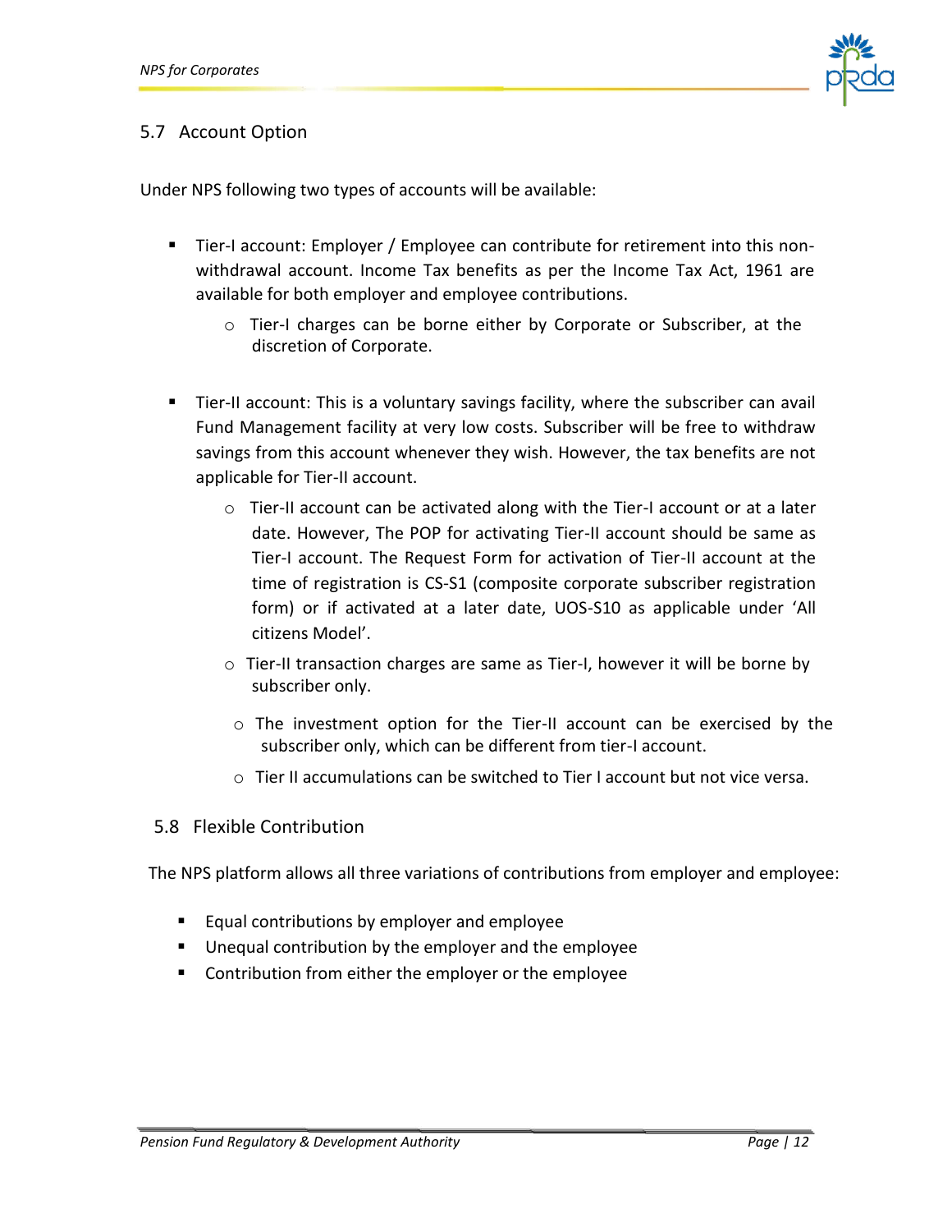## 5.7 Account Option

Under NPS following two types of accounts will be available:

- Tier-I account: Employer / Employee can contribute for retirement into this non-withdrawal account. Income Tax benefits as per the Income Tax Act, 1961 are available for both employer and employee contributions.
  - Tier-I charges can be borne either by Corporate or Subscriber, at the discretion of Corporate.

- Tier-II account: This is a voluntary savings facility, where the subscriber can avail Fund Management facility at very low costs. Subscriber will be free to withdraw savings from this account whenever they wish. However, the tax benefits are not applicable for Tier-II account.
  - Tier-II account can be activated along with the Tier-I account or at a later date. However, The POP for activating Tier-II account should be same as Tier-I account. The Request Form for activation of Tier-II account at the time of registration is CS-S1 (composite corporate subscriber registration form) or if activated at a later date, UOS-S10 as applicable under 'All citizens Model'.
  - Tier-II transaction charges are same as Tier-I, however it will be borne by subscriber only.
  - The investment option for the Tier-II account can be exercised by the subscriber only, which can be different from tier-I account.
  - Tier II accumulations can be switched to Tier I account but not vice versa.

## 5.8 Flexible Contribution

The NPS platform allows all three variations of contributions from employer and employee:

- Equal contributions by employer and employee
- Unequal contribution by the employer and the employee
- Contribution from either the employer or the employee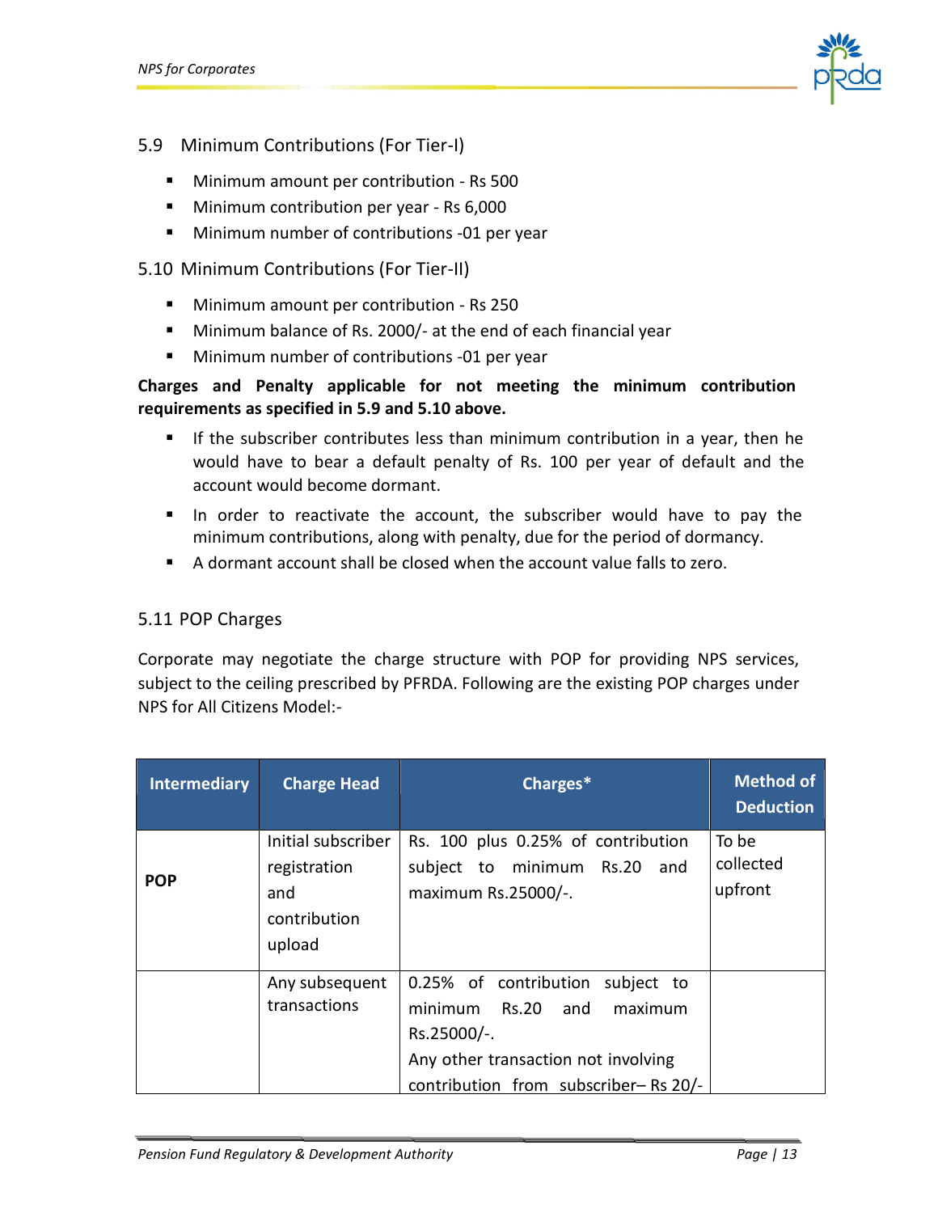## 5.9 Minimum Contributions (For Tier-I)

- Minimum amount per contribution - Rs 500
- Minimum contribution per year - Rs 6,000
- Minimum number of contributions -01 per year

## 5.10 Minimum Contributions (For Tier-II)

- Minimum amount per contribution - Rs 250
- Minimum balance of Rs. 2000/- at the end of each financial year
- Minimum number of contributions -01 per year

**Charges and Penalty applicable for not meeting the minimum contribution requirements as specified in 5.9 and 5.10 above.**

- If the subscriber contributes less than minimum contribution in a year, then he would have to bear a default penalty of Rs. 100 per year of default and the account would become dormant.
- In order to reactivate the account, the subscriber would have to pay the minimum contributions, along with penalty, due for the period of dormancy.
- A dormant account shall be closed when the account value falls to zero.

## 5.11 POP Charges

Corporate may negotiate the charge structure with POP for providing NPS services, subject to the ceiling prescribed by PFRDA. Following are the existing POP charges under NPS for All Citizens Model:-

| Intermediary | Charge Head | Charges* | Method of Deduction |
|---|---|---|---|
| **POP** | Initial subscriber registration and contribution upload | Rs. 100 plus 0.25% of contribution subject to minimum Rs.20 and maximum Rs.25000/-. | To be collected upfront |
| | Any subsequent transactions | 0.25% of contribution subject to minimum Rs.20 and maximum Rs.25000/-. Any other transaction not involving contribution from subscriber– Rs 20/- | |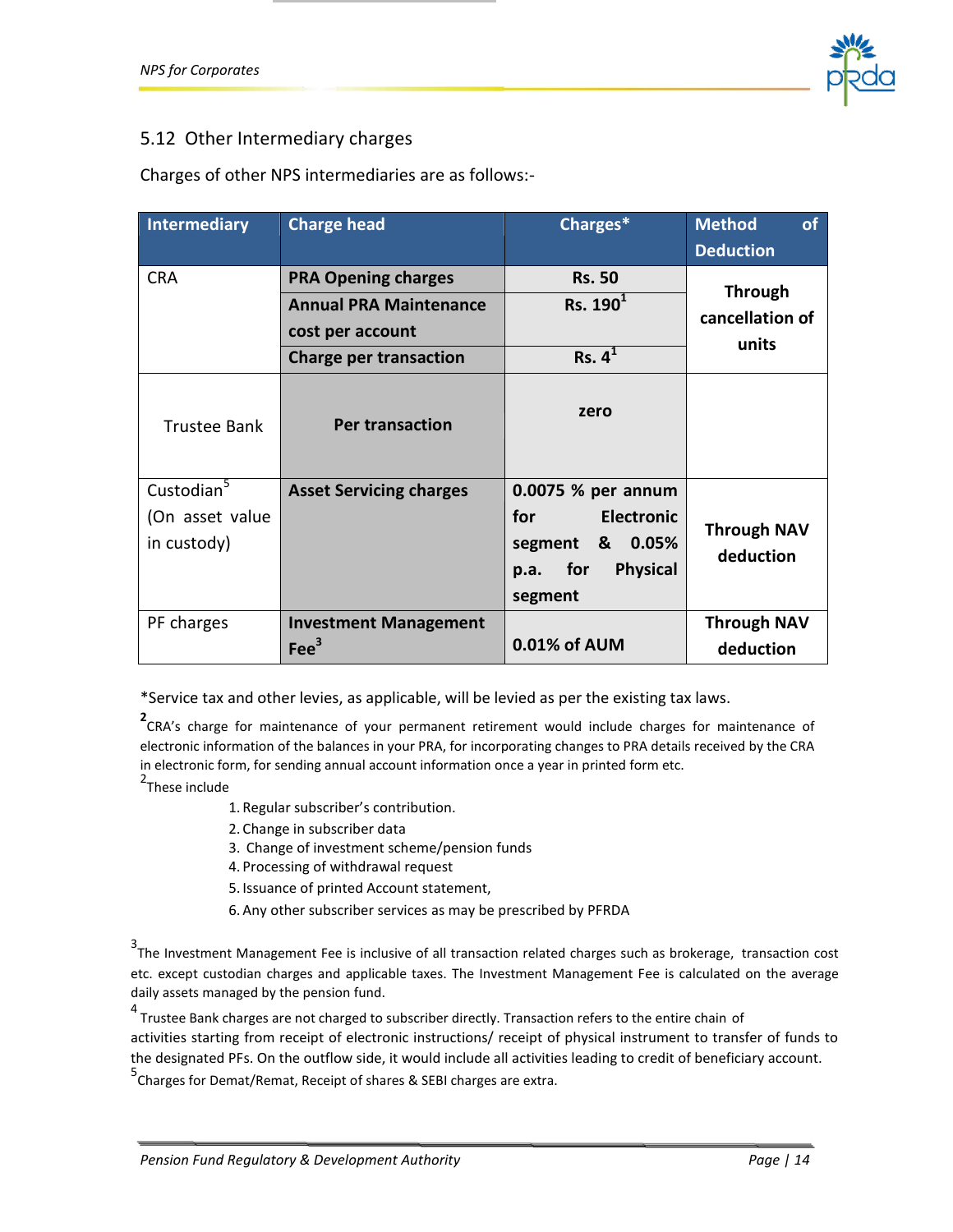## 5.12 Other Intermediary charges

Charges of other NPS intermediaries are as follows:-

| Intermediary | Charge head | Charges* | Method of Deduction |
|---|---|---|---|
| CRA | **PRA Opening charges** | **Rs. 50** | **Through cancellation of units** |
| | **Annual PRA Maintenance cost per account** | **Rs. 190**[1] | |
| | **Charge per transaction** | **Rs. 4**[1] | |
| Trustee Bank | **Per transaction** | **zero** | |
| Custodian[5] (On asset value in custody) | **Asset Servicing charges** | **0.0075 % per annum for Electronic segment & 0.05% p.a. for Physical segment** | **Through NAV deduction** |
| PF charges | **Investment Management Fee**[3] | **0.01% of AUM** | **Through NAV deduction** |

*Service tax and other levies, as applicable, will be levied as per the existing tax laws.

**2** CRA's charge for maintenance of your permanent retirement would include charges for maintenance of electronic information of the balances in your PRA, for incorporating changes to PRA details received by the CRA in electronic form, for sending annual account information once a year in printed form etc.

2 These include

1. Regular subscriber's contribution.
2. Change in subscriber data
3. Change of investment scheme/pension funds
4. Processing of withdrawal request
5. Issuance of printed Account statement,
6. Any other subscriber services as may be prescribed by PFRDA

3 The Investment Management Fee is inclusive of all transaction related charges such as brokerage, transaction cost etc. except custodian charges and applicable taxes. The Investment Management Fee is calculated on the average daily assets managed by the pension fund.

4 Trustee Bank charges are not charged to subscriber directly. Transaction refers to the entire chain of activities starting from receipt of electronic instructions/ receipt of physical instrument to transfer of funds to the designated PFs. On the outflow side, it would include all activities leading to credit of beneficiary account.

5 Charges for Demat/Remat, Receipt of shares & SEBI charges are extra.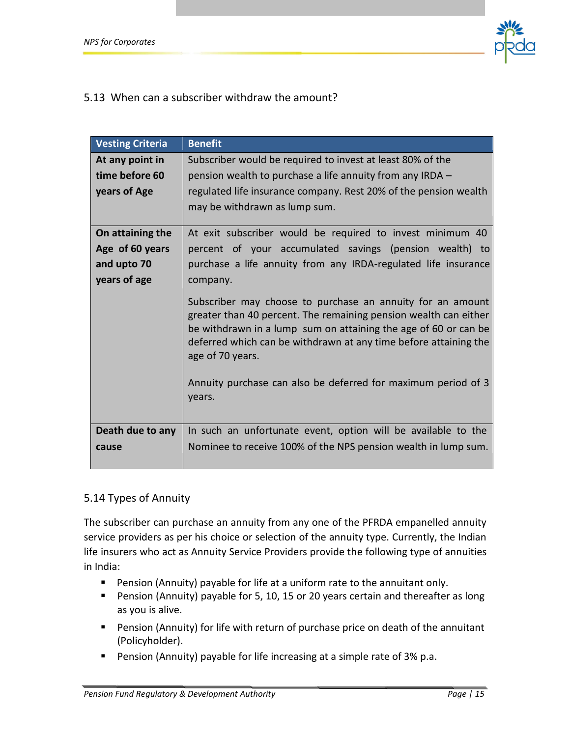## 5.13 When can a subscriber withdraw the amount?

| Vesting Criteria | Benefit |
|---|---|
| **At any point in time before 60 years of Age** | Subscriber would be required to invest at least 80% of the pension wealth to purchase a life annuity from any IRDA – regulated life insurance company. Rest 20% of the pension wealth may be withdrawn as lump sum. |
| **On attaining the Age of 60 years and upto 70 years of age** | At exit subscriber would be required to invest minimum 40 percent of your accumulated savings (pension wealth) to purchase a life annuity from any IRDA-regulated life insurance company.<br><br>Subscriber may choose to purchase an annuity for an amount greater than 40 percent. The remaining pension wealth can either be withdrawn in a lump sum on attaining the age of 60 or can be deferred which can be withdrawn at any time before attaining the age of 70 years.<br><br>Annuity purchase can also be deferred for maximum period of 3 years. |
| **Death due to any cause** | In such an unfortunate event, option will be available to the Nominee to receive 100% of the NPS pension wealth in lump sum. |

## 5.14 Types of Annuity

The subscriber can purchase an annuity from any one of the PFRDA empanelled annuity service providers as per his choice or selection of the annuity type. Currently, the Indian life insurers who act as Annuity Service Providers provide the following type of annuities in India:

- Pension (Annuity) payable for life at a uniform rate to the annuitant only.
- Pension (Annuity) payable for 5, 10, 15 or 20 years certain and thereafter as long as you is alive.
- Pension (Annuity) for life with return of purchase price on death of the annuitant (Policyholder).
- Pension (Annuity) payable for life increasing at a simple rate of 3% p.a.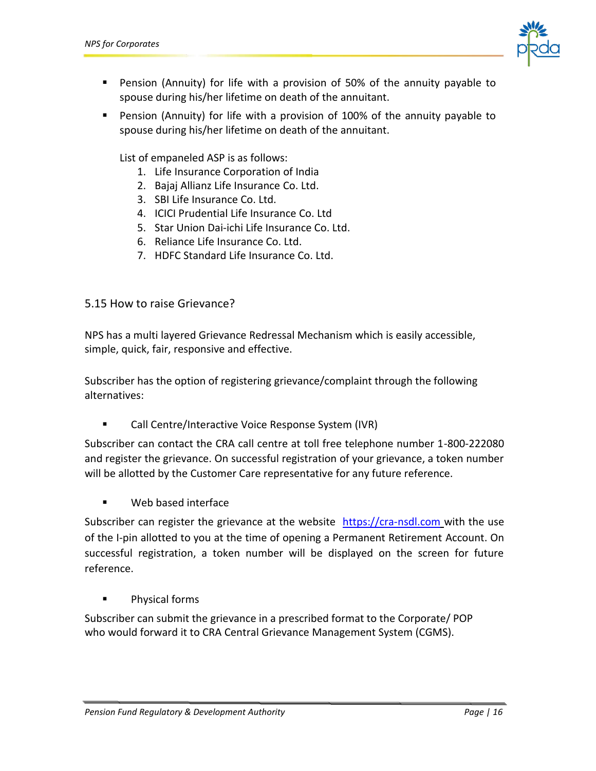- Pension (Annuity) for life with a provision of 50% of the annuity payable to spouse during his/her lifetime on death of the annuitant.
- Pension (Annuity) for life with a provision of 100% of the annuity payable to spouse during his/her lifetime on death of the annuitant.

  List of empaneled ASP is as follows:
  1. Life Insurance Corporation of India
  2. Bajaj Allianz Life Insurance Co. Ltd.
  3. SBI Life Insurance Co. Ltd.
  4. ICICI Prudential Life Insurance Co. Ltd
  5. Star Union Dai-ichi Life Insurance Co. Ltd.
  6. Reliance Life Insurance Co. Ltd.
  7. HDFC Standard Life Insurance Co. Ltd.

## 5.15 How to raise Grievance?

NPS has a multi layered Grievance Redressal Mechanism which is easily accessible, simple, quick, fair, responsive and effective.

Subscriber has the option of registering grievance/complaint through the following alternatives:

- Call Centre/Interactive Voice Response System (IVR)

Subscriber can contact the CRA call centre at toll free telephone number 1-800-222080 and register the grievance. On successful registration of your grievance, a token number will be allotted by the Customer Care representative for any future reference.

- Web based interface

Subscriber can register the grievance at the website https://cra-nsdl.com with the use of the I-pin allotted to you at the time of opening a Permanent Retirement Account. On successful registration, a token number will be displayed on the screen for future reference.

- Physical forms

Subscriber can submit the grievance in a prescribed format to the Corporate/ POP who would forward it to CRA Central Grievance Management System (CGMS).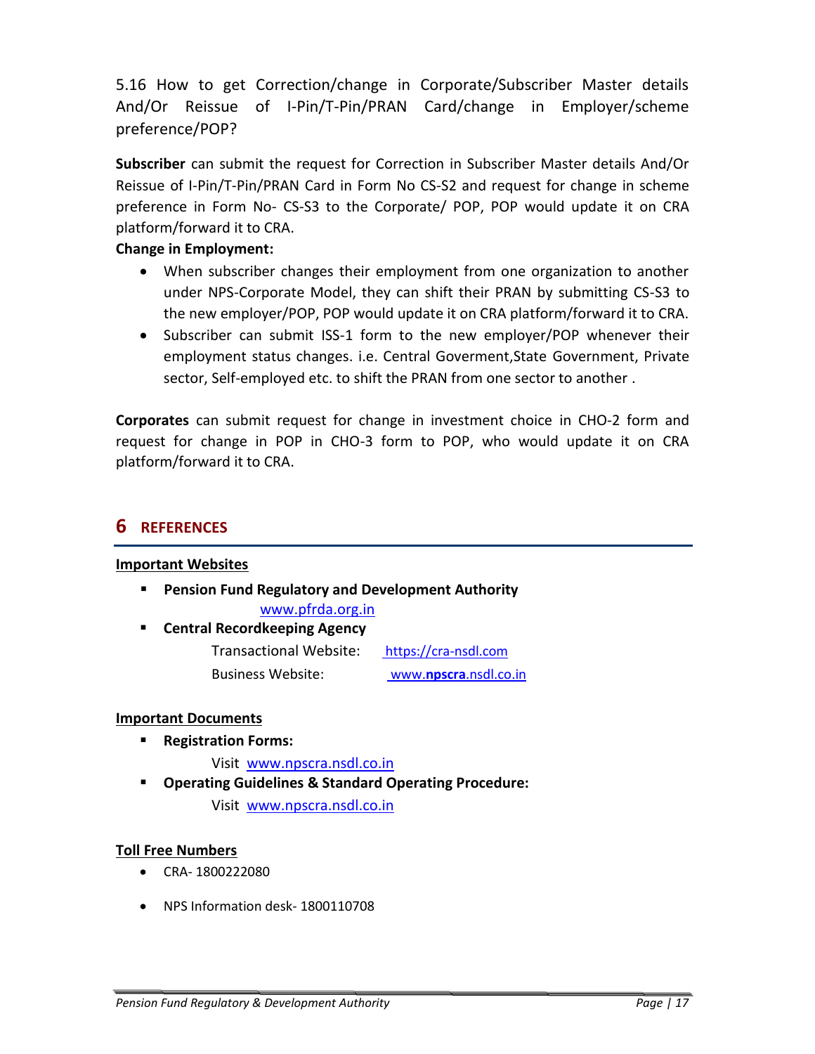### 5.16 How to get Correction/change in Corporate/Subscriber Master details And/Or Reissue of I-Pin/T-Pin/PRAN Card/change in Employer/scheme preference/POP?

**Subscriber** can submit the request for Correction in Subscriber Master details And/Or Reissue of I-Pin/T-Pin/PRAN Card in Form No CS-S2 and request for change in scheme preference in Form No- CS-S3 to the Corporate/ POP, POP would update it on CRA platform/forward it to CRA.

**Change in Employment:**

- When subscriber changes their employment from one organization to another under NPS-Corporate Model, they can shift their PRAN by submitting CS-S3 to the new employer/POP, POP would update it on CRA platform/forward it to CRA.
- Subscriber can submit ISS-1 form to the new employer/POP whenever their employment status changes. i.e. Central Goverment,State Government, Private sector, Self-employed etc. to shift the PRAN from one sector to another .

**Corporates** can submit request for change in investment choice in CHO-2 form and request for change in POP in CHO-3 form to POP, who would update it on CRA platform/forward it to CRA.

# 6 REFERENCES

**Important Websites**

- **Pension Fund Regulatory and Development Authority**
  www.pfrda.org.in
- **Central Recordkeeping Agency**
  Transactional Website: https://cra-nsdl.com
  Business Website: www.**npscra**.nsdl.co.in

**Important Documents**

- **Registration Forms:**
  Visit www.npscra.nsdl.co.in
- **Operating Guidelines & Standard Operating Procedure:**
  Visit www.npscra.nsdl.co.in

**Toll Free Numbers**

- CRA- 1800222080
- NPS Information desk- 1800110708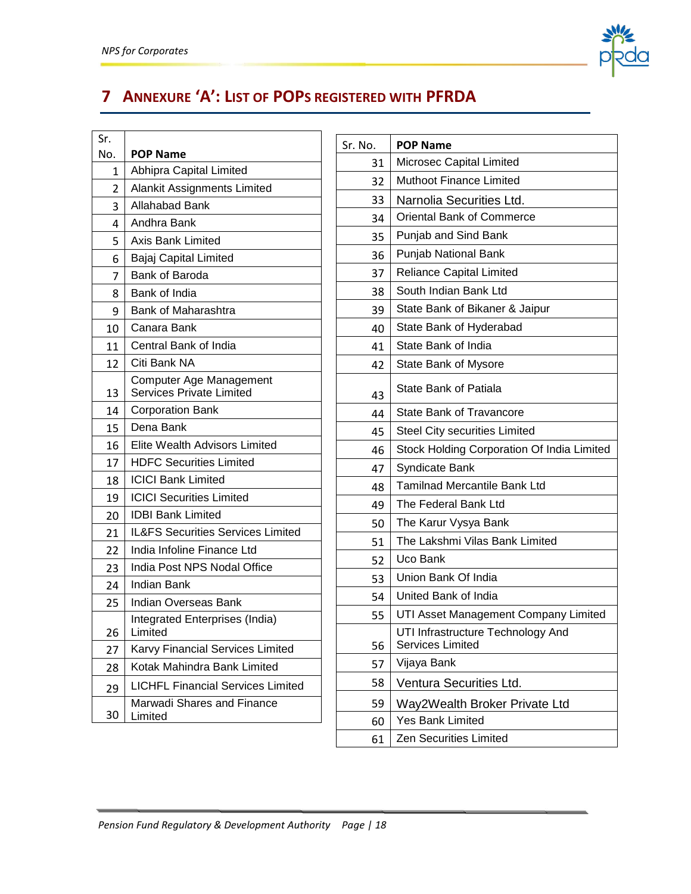# 7 ANNEXURE 'A': LIST OF POPS REGISTERED WITH PFRDA

| Sr. No. | POP Name |
|---|---|
| 1 | Abhipra Capital Limited |
| 2 | Alankit Assignments Limited |
| 3 | Allahabad Bank |
| 4 | Andhra Bank |
| 5 | Axis Bank Limited |
| 6 | Bajaj Capital Limited |
| 7 | Bank of Baroda |
| 8 | Bank of India |
| 9 | Bank of Maharashtra |
| 10 | Canara Bank |
| 11 | Central Bank of India |
| 12 | Citi Bank NA |
| 13 | Computer Age Management Services Private Limited |
| 14 | Corporation Bank |
| 15 | Dena Bank |
| 16 | Elite Wealth Advisors Limited |
| 17 | HDFC Securities Limited |
| 18 | ICICI Bank Limited |
| 19 | ICICI Securities Limited |
| 20 | IDBI Bank Limited |
| 21 | IL&FS Securities Services Limited |
| 22 | India Infoline Finance Ltd |
| 23 | India Post NPS Nodal Office |
| 24 | Indian Bank |
| 25 | Indian Overseas Bank |
| 26 | Integrated Enterprises (India) Limited |
| 27 | Karvy Financial Services Limited |
| 28 | Kotak Mahindra Bank Limited |
| 29 | LICHFL Financial Services Limited |
| 30 | Marwadi Shares and Finance Limited |
| 31 | Microsec Capital Limited |
| 32 | Muthoot Finance Limited |
| 33 | Narnolia Securities Ltd. |
| 34 | Oriental Bank of Commerce |
| 35 | Punjab and Sind Bank |
| 36 | Punjab National Bank |
| 37 | Reliance Capital Limited |
| 38 | South Indian Bank Ltd |
| 39 | State Bank of Bikaner & Jaipur |
| 40 | State Bank of Hyderabad |
| 41 | State Bank of India |
| 42 | State Bank of Mysore |
| 43 | State Bank of Patiala |
| 44 | State Bank of Travancore |
| 45 | Steel City securities Limited |
| 46 | Stock Holding Corporation Of India Limited |
| 47 | Syndicate Bank |
| 48 | Tamilnad Mercantile Bank Ltd |
| 49 | The Federal Bank Ltd |
| 50 | The Karur Vysya Bank |
| 51 | The Lakshmi Vilas Bank Limited |
| 52 | Uco Bank |
| 53 | Union Bank Of India |
| 54 | United Bank of India |
| 55 | UTI Asset Management Company Limited |
| 56 | UTI Infrastructure Technology And Services Limited |
| 57 | Vijaya Bank |
| 58 | Ventura Securities Ltd. |
| 59 | Way2Wealth Broker Private Ltd |
| 60 | Yes Bank Limited |
| 61 | Zen Securities Limited |